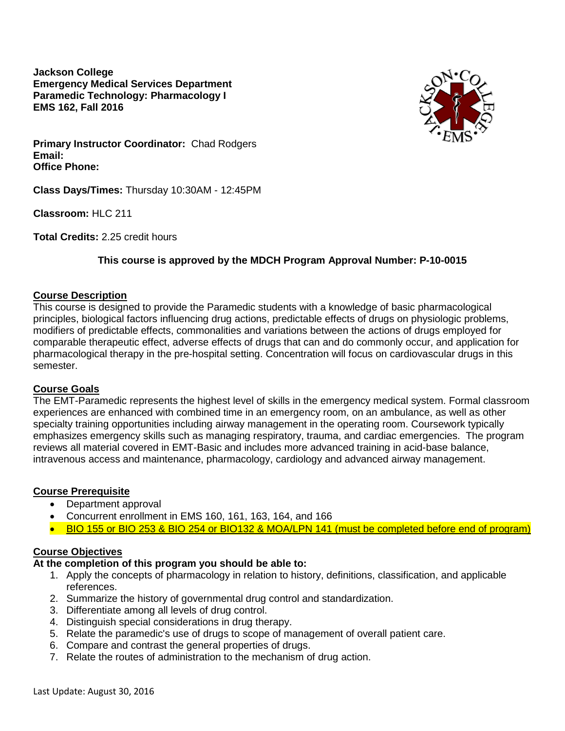**Jackson College**
**Emergency Medical Services Department**
**Paramedic Technology: Pharmacology I**
**EMS 162, Fall 2016**

**Primary Instructor Coordinator:** Chad Rodgers
**Email:**
**Office Phone:**

**Class Days/Times:** Thursday 10:30AM - 12:45PM

**Classroom:** HLC 211

**Total Credits:** 2.25 credit hours

**This course is approved by the MDCH Program Approval Number: P-10-0015**

## Course Description

This course is designed to provide the Paramedic students with a knowledge of basic pharmacological principles, biological factors influencing drug actions, predictable effects of drugs on physiologic problems, modifiers of predictable effects, commonalities and variations between the actions of drugs employed for comparable therapeutic effect, adverse effects of drugs that can and do commonly occur, and application for pharmacological therapy in the pre-hospital setting. Concentration will focus on cardiovascular drugs in this semester.

## Course Goals

The EMT-Paramedic represents the highest level of skills in the emergency medical system. Formal classroom experiences are enhanced with combined time in an emergency room, on an ambulance, as well as other specialty training opportunities including airway management in the operating room. Coursework typically emphasizes emergency skills such as managing respiratory, trauma, and cardiac emergencies. The program reviews all material covered in EMT-Basic and includes more advanced training in acid-base balance, intravenous access and maintenance, pharmacology, cardiology and advanced airway management.

## Course Prerequisite

- Department approval
- Concurrent enrollment in EMS 160, 161, 163, 164, and 166
- BIO 155 or BIO 253 & BIO 254 or BIO132 & MOA/LPN 141 (must be completed before end of program)

## Course Objectives

**At the completion of this program you should be able to:**

1. Apply the concepts of pharmacology in relation to history, definitions, classification, and applicable references.
2. Summarize the history of governmental drug control and standardization.
3. Differentiate among all levels of drug control.
4. Distinguish special considerations in drug therapy.
5. Relate the paramedic's use of drugs to scope of management of overall patient care.
6. Compare and contrast the general properties of drugs.
7. Relate the routes of administration to the mechanism of drug action.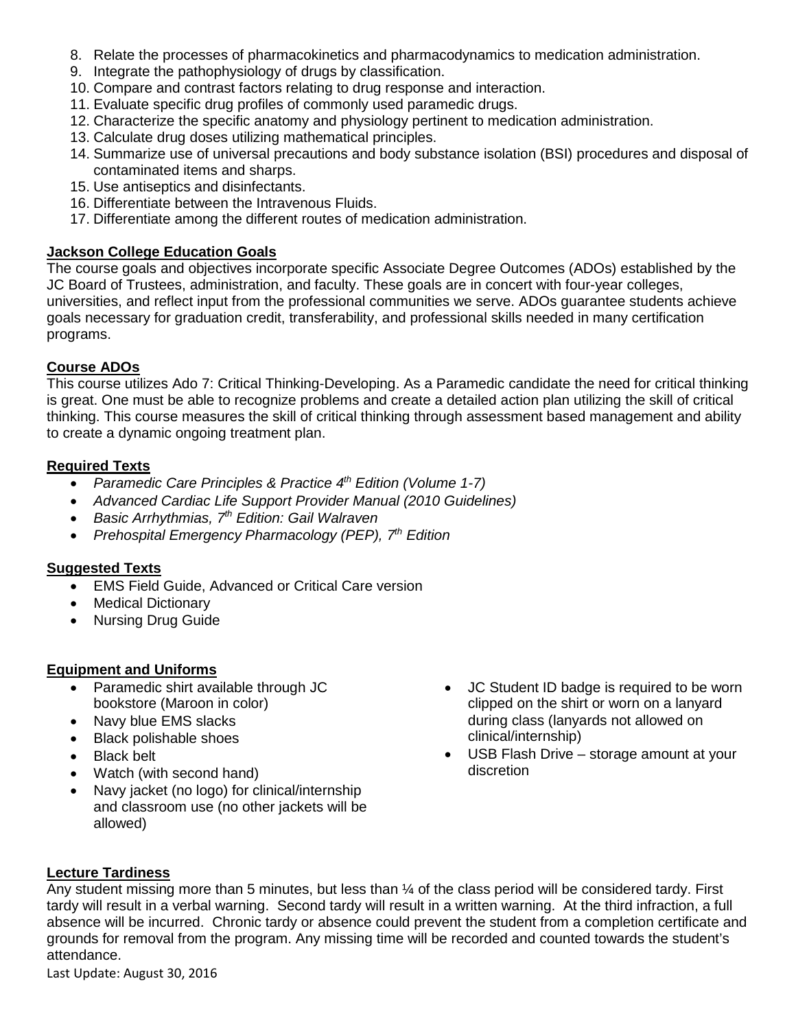8. Relate the processes of pharmacokinetics and pharmacodynamics to medication administration.
9. Integrate the pathophysiology of drugs by classification.
10. Compare and contrast factors relating to drug response and interaction.
11. Evaluate specific drug profiles of commonly used paramedic drugs.
12. Characterize the specific anatomy and physiology pertinent to medication administration.
13. Calculate drug doses utilizing mathematical principles.
14. Summarize use of universal precautions and body substance isolation (BSI) procedures and disposal of contaminated items and sharps.
15. Use antiseptics and disinfectants.
16. Differentiate between the Intravenous Fluids.
17. Differentiate among the different routes of medication administration.

**Jackson College Education Goals**

The course goals and objectives incorporate specific Associate Degree Outcomes (ADOs) established by the JC Board of Trustees, administration, and faculty. These goals are in concert with four-year colleges, universities, and reflect input from the professional communities we serve. ADOs guarantee students achieve goals necessary for graduation credit, transferability, and professional skills needed in many certification programs.

**Course ADOs**

This course utilizes Ado 7: Critical Thinking-Developing. As a Paramedic candidate the need for critical thinking is great. One must be able to recognize problems and create a detailed action plan utilizing the skill of critical thinking. This course measures the skill of critical thinking through assessment based management and ability to create a dynamic ongoing treatment plan.

**Required Texts**

- *Paramedic Care Principles & Practice 4th Edition (Volume 1-7)*
- *Advanced Cardiac Life Support Provider Manual (2010 Guidelines)*
- *Basic Arrhythmias, 7th Edition: Gail Walraven*
- *Prehospital Emergency Pharmacology (PEP), 7th Edition*

**Suggested Texts**

- EMS Field Guide, Advanced or Critical Care version
- Medical Dictionary
- Nursing Drug Guide

**Equipment and Uniforms**

- Paramedic shirt available through JC bookstore (Maroon in color)
- Navy blue EMS slacks
- Black polishable shoes
- Black belt
- Watch (with second hand)
- Navy jacket (no logo) for clinical/internship and classroom use (no other jackets will be allowed)
- JC Student ID badge is required to be worn clipped on the shirt or worn on a lanyard during class (lanyards not allowed on clinical/internship)
- USB Flash Drive – storage amount at your discretion

**Lecture Tardiness**

Any student missing more than 5 minutes, but less than ¼ of the class period will be considered tardy. First tardy will result in a verbal warning. Second tardy will result in a written warning. At the third infraction, a full absence will be incurred. Chronic tardy or absence could prevent the student from a completion certificate and grounds for removal from the program. Any missing time will be recorded and counted towards the student's attendance.

Last Update: August 30, 2016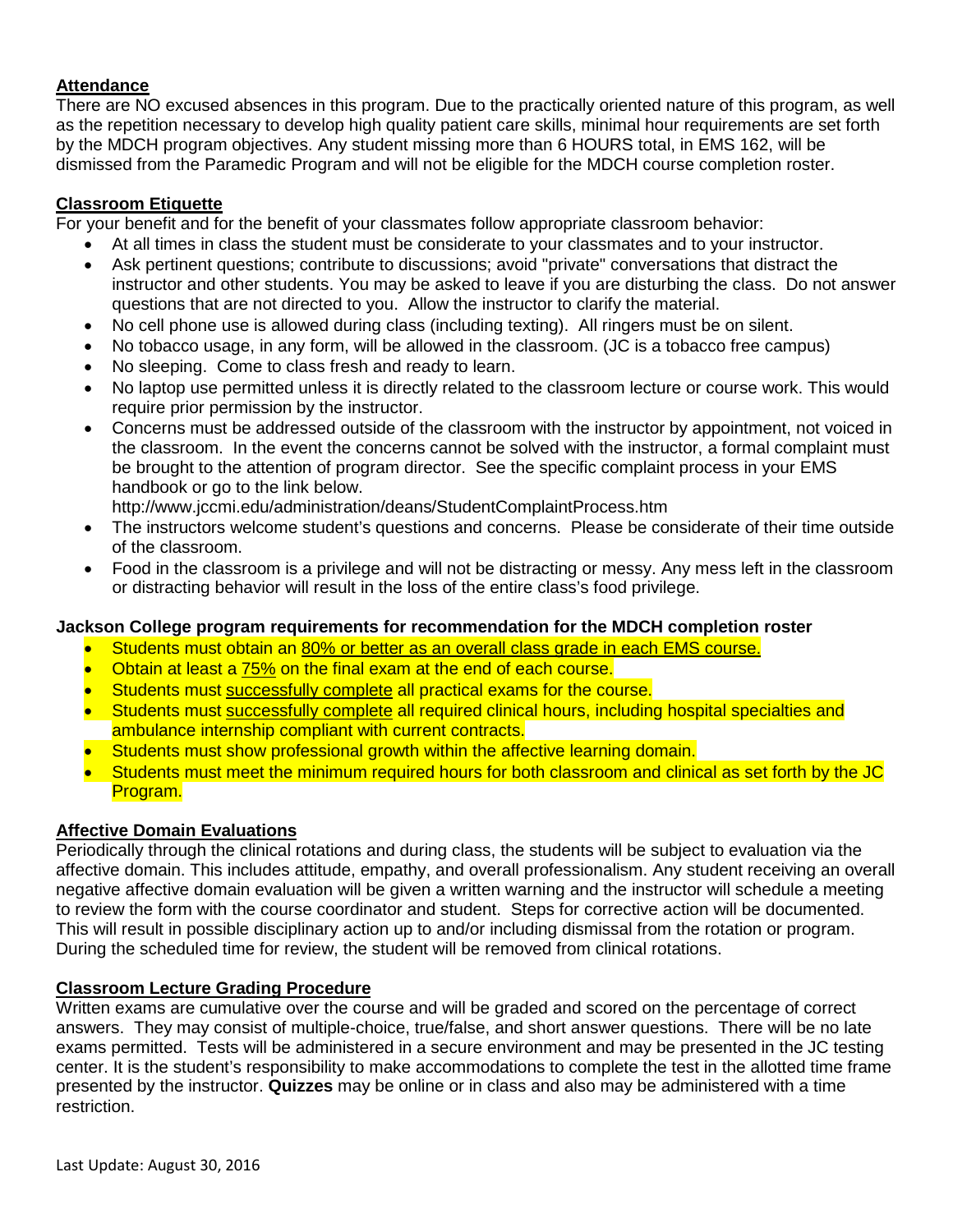## Attendance

There are NO excused absences in this program. Due to the practically oriented nature of this program, as well as the repetition necessary to develop high quality patient care skills, minimal hour requirements are set forth by the MDCH program objectives. Any student missing more than 6 HOURS total, in EMS 162, will be dismissed from the Paramedic Program and will not be eligible for the MDCH course completion roster.

## Classroom Etiquette

For your benefit and for the benefit of your classmates follow appropriate classroom behavior:

- At all times in class the student must be considerate to your classmates and to your instructor.
- Ask pertinent questions; contribute to discussions; avoid "private" conversations that distract the instructor and other students. You may be asked to leave if you are disturbing the class. Do not answer questions that are not directed to you. Allow the instructor to clarify the material.
- No cell phone use is allowed during class (including texting). All ringers must be on silent.
- No tobacco usage, in any form, will be allowed in the classroom. (JC is a tobacco free campus)
- No sleeping. Come to class fresh and ready to learn.
- No laptop use permitted unless it is directly related to the classroom lecture or course work. This would require prior permission by the instructor.
- Concerns must be addressed outside of the classroom with the instructor by appointment, not voiced in the classroom. In the event the concerns cannot be solved with the instructor, a formal complaint must be brought to the attention of program director. See the specific complaint process in your EMS handbook or go to the link below.
  http://www.jccmi.edu/administration/deans/StudentComplaintProcess.htm
- The instructors welcome student's questions and concerns. Please be considerate of their time outside of the classroom.
- Food in the classroom is a privilege and will not be distracting or messy. Any mess left in the classroom or distracting behavior will result in the loss of the entire class's food privilege.

**Jackson College program requirements for recommendation for the MDCH completion roster**

- Students must obtain an 80% or better as an overall class grade in each EMS course.
- Obtain at least a 75% on the final exam at the end of each course.
- Students must successfully complete all practical exams for the course.
- Students must successfully complete all required clinical hours, including hospital specialties and ambulance internship compliant with current contracts.
- Students must show professional growth within the affective learning domain.
- Students must meet the minimum required hours for both classroom and clinical as set forth by the JC Program.

## Affective Domain Evaluations

Periodically through the clinical rotations and during class, the students will be subject to evaluation via the affective domain. This includes attitude, empathy, and overall professionalism. Any student receiving an overall negative affective domain evaluation will be given a written warning and the instructor will schedule a meeting to review the form with the course coordinator and student. Steps for corrective action will be documented. This will result in possible disciplinary action up to and/or including dismissal from the rotation or program. During the scheduled time for review, the student will be removed from clinical rotations.

## Classroom Lecture Grading Procedure

Written exams are cumulative over the course and will be graded and scored on the percentage of correct answers. They may consist of multiple-choice, true/false, and short answer questions. There will be no late exams permitted. Tests will be administered in a secure environment and may be presented in the JC testing center. It is the student's responsibility to make accommodations to complete the test in the allotted time frame presented by the instructor. **Quizzes** may be online or in class and also may be administered with a time restriction.

Last Update: August 30, 2016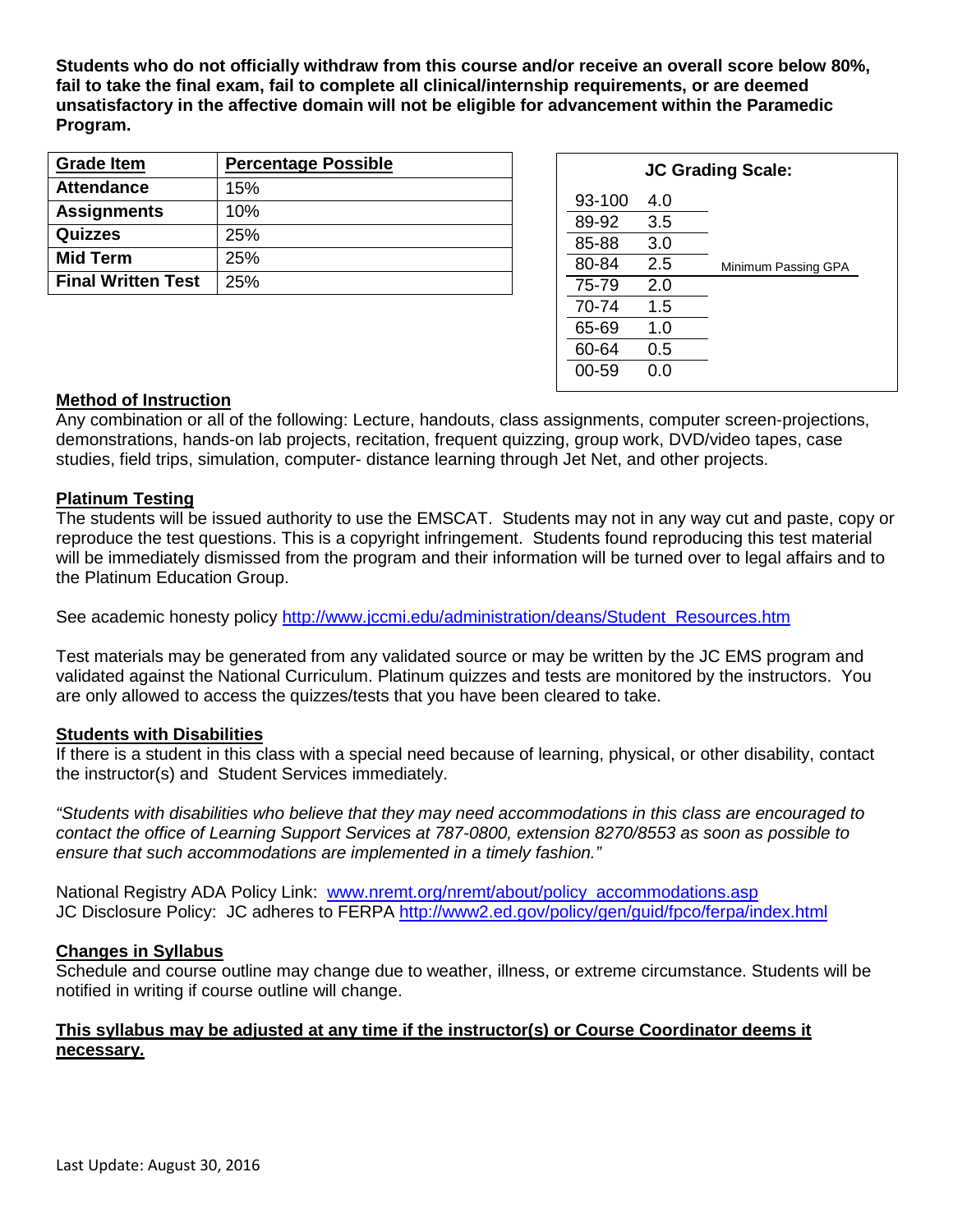**Students who do not officially withdraw from this course and/or receive an overall score below 80%, fail to take the final exam, fail to complete all clinical/internship requirements, or are deemed unsatisfactory in the affective domain will not be eligible for advancement within the Paramedic Program.**

| Grade Item | Percentage Possible |
|---|---|
| **Attendance** | 15% |
| **Assignments** | 10% |
| **Quizzes** | 25% |
| **Mid Term** | 25% |
| **Final Written Test** | 25% |

**JC Grading Scale:**

| Score | GPA | |
|---|---|---|
| 93-100 | 4.0 | |
| 89-92 | 3.5 | |
| 85-88 | 3.0 | |
| 80-84 | 2.5 | Minimum Passing GPA |
| 75-79 | 2.0 | |
| 70-74 | 1.5 | |
| 65-69 | 1.0 | |
| 60-64 | 0.5 | |
| 00-59 | 0.0 | |

## Method of Instruction

Any combination or all of the following: Lecture, handouts, class assignments, computer screen-projections, demonstrations, hands-on lab projects, recitation, frequent quizzing, group work, DVD/video tapes, case studies, field trips, simulation, computer- distance learning through Jet Net, and other projects.

## Platinum Testing

The students will be issued authority to use the EMSCAT. Students may not in any way cut and paste, copy or reproduce the test questions. This is a copyright infringement. Students found reproducing this test material will be immediately dismissed from the program and their information will be turned over to legal affairs and to the Platinum Education Group.

See academic honesty policy http://www.jccmi.edu/administration/deans/Student_Resources.htm

Test materials may be generated from any validated source or may be written by the JC EMS program and validated against the National Curriculum. Platinum quizzes and tests are monitored by the instructors. You are only allowed to access the quizzes/tests that you have been cleared to take.

## Students with Disabilities

If there is a student in this class with a special need because of learning, physical, or other disability, contact the instructor(s) and Student Services immediately.

*"Students with disabilities who believe that they may need accommodations in this class are encouraged to contact the office of Learning Support Services at 787-0800, extension 8270/8553 as soon as possible to ensure that such accommodations are implemented in a timely fashion."*

National Registry ADA Policy Link: www.nremt.org/nremt/about/policy_accommodations.asp
JC Disclosure Policy: JC adheres to FERPA http://www2.ed.gov/policy/gen/guid/fpco/ferpa/index.html

## Changes in Syllabus

Schedule and course outline may change due to weather, illness, or extreme circumstance. Students will be notified in writing if course outline will change.

**This syllabus may be adjusted at any time if the instructor(s) or Course Coordinator deems it necessary.**

Last Update: August 30, 2016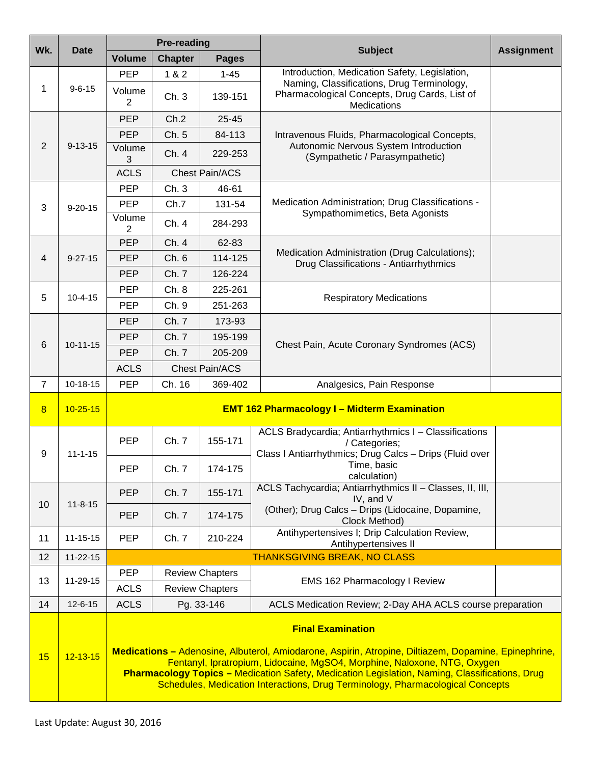| Wk. | Date | Pre-reading | | | Subject | Assignment |
|---|---|---|---|---|---|---|
| | | Volume | Chapter | Pages | | |
| 1 | 9-6-15 | PEP | 1 & 2 | 1-45 | Introduction, Medication Safety, Legislation, Naming, Classifications, Drug Terminology, Pharmacological Concepts, Drug Cards, List of Medications | |
| | | Volume 2 | Ch. 3 | 139-151 | | |
| 2 | 9-13-15 | PEP | Ch.2 | 25-45 | Intravenous Fluids, Pharmacological Concepts, Autonomic Nervous System Introduction (Sympathetic / Parasympathetic) | |
| | | PEP | Ch. 5 | 84-113 | | |
| | | Volume 3 | Ch. 4 | 229-253 | | |
| | | ACLS | Chest Pain/ACS | | | |
| 3 | 9-20-15 | PEP | Ch. 3 | 46-61 | Medication Administration; Drug Classifications - Sympathomimetics, Beta Agonists | |
| | | PEP | Ch.7 | 131-54 | | |
| | | Volume 2 | Ch. 4 | 284-293 | | |
| 4 | 9-27-15 | PEP | Ch. 4 | 62-83 | Medication Administration (Drug Calculations); Drug Classifications - Antiarrhythmics | |
| | | PEP | Ch. 6 | 114-125 | | |
| | | PEP | Ch. 7 | 126-224 | | |
| 5 | 10-4-15 | PEP | Ch. 8 | 225-261 | Respiratory Medications | |
| | | PEP | Ch. 9 | 251-263 | | |
| 6 | 10-11-15 | PEP | Ch. 7 | 173-93 | Chest Pain, Acute Coronary Syndromes (ACS) | |
| | | PEP | Ch. 7 | 195-199 | | |
| | | PEP | Ch. 7 | 205-209 | | |
| | | ACLS | Chest Pain/ACS | | | |
| 7 | 10-18-15 | PEP | Ch. 16 | 369-402 | Analgesics, Pain Response | |
| 8 | 10-25-15 | **EMT 162 Pharmacology I – Midterm Examination** | | | | |
| 9 | 11-1-15 | PEP | Ch. 7 | 155-171 | ACLS Bradycardia; Antiarrhythmics I – Classifications / Categories; Class I Antiarrhythmics; Drug Calcs – Drips (Fluid over Time, basic calculation) | |
| | | PEP | Ch. 7 | 174-175 | | |
| 10 | 11-8-15 | PEP | Ch. 7 | 155-171 | ACLS Tachycardia; Antiarrhythmics II – Classes, II, III, IV, and V (Other); Drug Calcs – Drips (Lidocaine, Dopamine, Clock Method) | |
| | | PEP | Ch. 7 | 174-175 | | |
| 11 | 11-15-15 | PEP | Ch. 7 | 210-224 | Antihypertensives I; Drip Calculation Review, Antihypertensives II | |
| 12 | 11-22-15 | THANKSGIVING BREAK, NO CLASS | | | | |
| 13 | 11-29-15 | PEP | Review Chapters | | EMS 162 Pharmacology I Review | |
| | | ACLS | Review Chapters | | | |
| 14 | 12-6-15 | ACLS | Pg. 33-146 | | ACLS Medication Review; 2-Day AHA ACLS course preparation | |
| 15 | 12-13-15 | **Final Examination** **Medications –** Adenosine, Albuterol, Amiodarone, Aspirin, Atropine, Diltiazem, Dopamine, Epinephrine, Fentanyl, Ipratropium, Lidocaine, MgSO4, Morphine, Naloxone, NTG, Oxygen **Pharmacology Topics –** Medication Safety, Medication Legislation, Naming, Classifications, Drug Schedules, Medication Interactions, Drug Terminology, Pharmacological Concepts | | | | |

Last Update: August 30, 2016